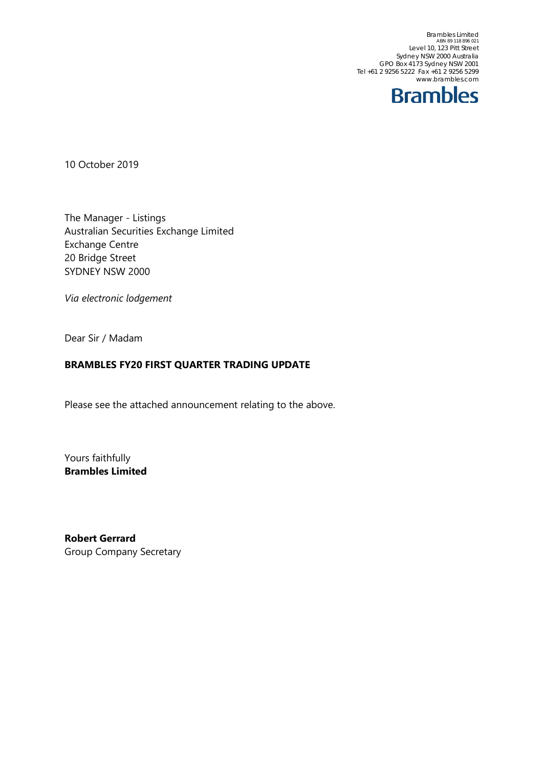Brambles Limited
ABN 89 118 896 021
Level 10, 123 Pitt Street
Sydney NSW 2000 Australia
GPO Box 4173 Sydney NSW 2001
Tel +61 2 9256 5222 Fax +61 2 9256 5299
www.brambles.com

**Brambles**

10 October 2019

The Manager - Listings
Australian Securities Exchange Limited
Exchange Centre
20 Bridge Street
SYDNEY NSW 2000

*Via electronic lodgement*

Dear Sir / Madam

**BRAMBLES FY20 FIRST QUARTER TRADING UPDATE**

Please see the attached announcement relating to the above.

Yours faithfully
**Brambles Limited**

**Robert Gerrard**
Group Company Secretary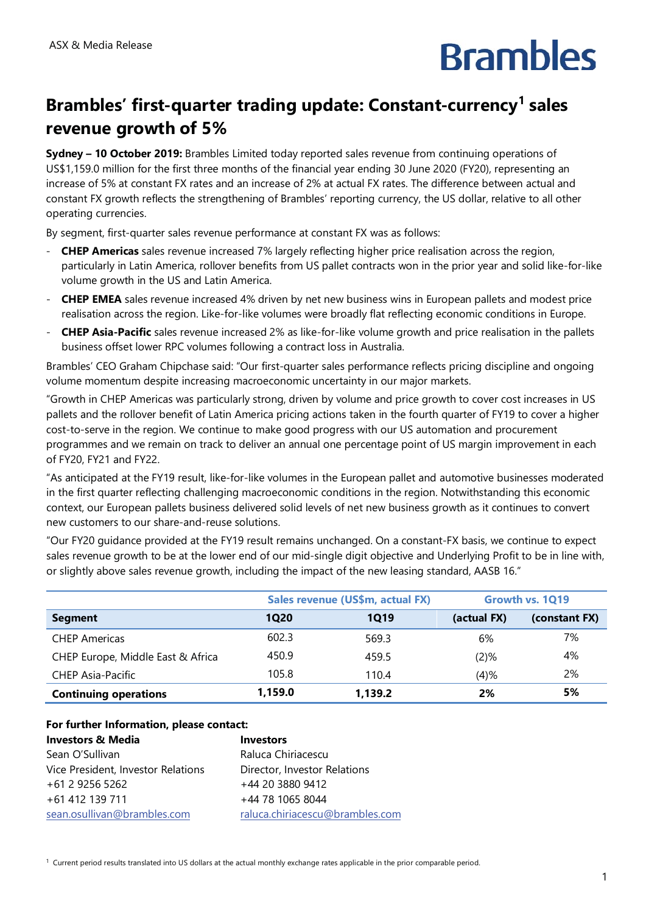ASX & Media Release

# Brambles

## Brambles' first-quarter trading update: Constant-currency[1] sales revenue growth of 5%

**Sydney – 10 October 2019:** Brambles Limited today reported sales revenue from continuing operations of US$1,159.0 million for the first three months of the financial year ending 30 June 2020 (FY20), representing an increase of 5% at constant FX rates and an increase of 2% at actual FX rates. The difference between actual and constant FX growth reflects the strengthening of Brambles' reporting currency, the US dollar, relative to all other operating currencies.

By segment, first-quarter sales revenue performance at constant FX was as follows:

- **CHEP Americas** sales revenue increased 7% largely reflecting higher price realisation across the region, particularly in Latin America, rollover benefits from US pallet contracts won in the prior year and solid like-for-like volume growth in the US and Latin America.
- **CHEP EMEA** sales revenue increased 4% driven by net new business wins in European pallets and modest price realisation across the region. Like-for-like volumes were broadly flat reflecting economic conditions in Europe.
- **CHEP Asia-Pacific** sales revenue increased 2% as like-for-like volume growth and price realisation in the pallets business offset lower RPC volumes following a contract loss in Australia.

Brambles' CEO Graham Chipchase said: "Our first-quarter sales performance reflects pricing discipline and ongoing volume momentum despite increasing macroeconomic uncertainty in our major markets.

"Growth in CHEP Americas was particularly strong, driven by volume and price growth to cover cost increases in US pallets and the rollover benefit of Latin America pricing actions taken in the fourth quarter of FY19 to cover a higher cost-to-serve in the region. We continue to make good progress with our US automation and procurement programmes and we remain on track to deliver an annual one percentage point of US margin improvement in each of FY20, FY21 and FY22.

"As anticipated at the FY19 result, like-for-like volumes in the European pallet and automotive businesses moderated in the first quarter reflecting challenging macroeconomic conditions in the region. Notwithstanding this economic context, our European pallets business delivered solid levels of net new business growth as it continues to convert new customers to our share-and-reuse solutions.

"Our FY20 guidance provided at the FY19 result remains unchanged. On a constant-FX basis, we continue to expect sales revenue growth to be at the lower end of our mid-single digit objective and Underlying Profit to be in line with, or slightly above sales revenue growth, including the impact of the new leasing standard, AASB 16."

| | Sales revenue (US$m, actual FX) | | Growth vs. 1Q19 | |
|---|---|---|---|---|
| **Segment** | **1Q20** | **1Q19** | **(actual FX)** | **(constant FX)** |
| CHEP Americas | 602.3 | 569.3 | 6% | 7% |
| CHEP Europe, Middle East & Africa | 450.9 | 459.5 | (2)% | 4% |
| CHEP Asia-Pacific | 105.8 | 110.4 | (4)% | 2% |
| **Continuing operations** | **1,159.0** | **1,139.2** | **2%** | **5%** |

**For further Information, please contact:**

**Investors & Media**
Sean O'Sullivan
Vice President, Investor Relations
+61 2 9256 5262
+61 412 139 711
sean.osullivan@brambles.com

**Investors**
Raluca Chiriacescu
Director, Investor Relations
+44 20 3880 9412
+44 78 1065 8044
raluca.chiriacescu@brambles.com

[1] Current period results translated into US dollars at the actual monthly exchange rates applicable in the prior comparable period.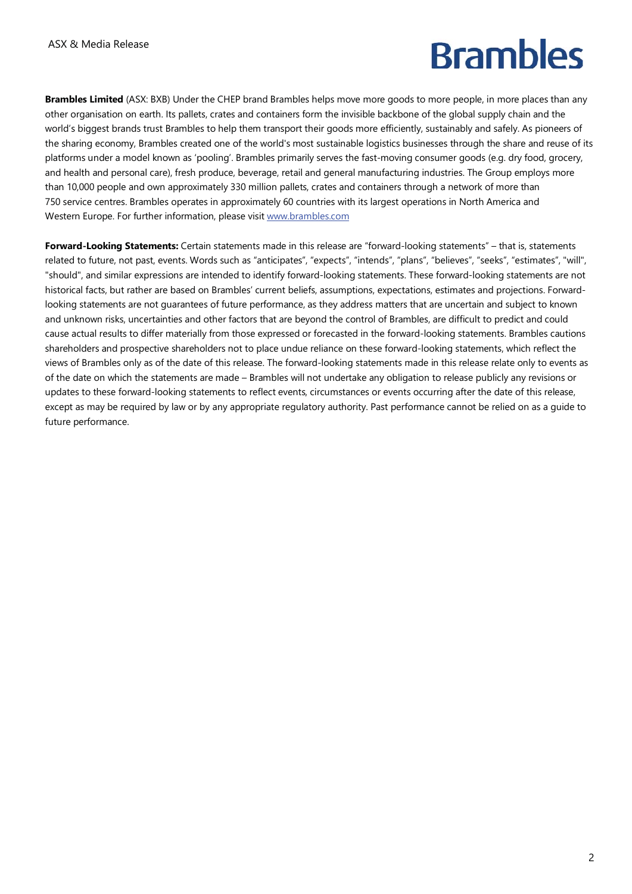**Brambles Limited** (ASX: BXB) Under the CHEP brand Brambles helps move more goods to more people, in more places than any other organisation on earth. Its pallets, crates and containers form the invisible backbone of the global supply chain and the world's biggest brands trust Brambles to help them transport their goods more efficiently, sustainably and safely. As pioneers of the sharing economy, Brambles created one of the world's most sustainable logistics businesses through the share and reuse of its platforms under a model known as 'pooling'. Brambles primarily serves the fast-moving consumer goods (e.g. dry food, grocery, and health and personal care), fresh produce, beverage, retail and general manufacturing industries. The Group employs more than 10,000 people and own approximately 330 million pallets, crates and containers through a network of more than 750 service centres. Brambles operates in approximately 60 countries with its largest operations in North America and Western Europe. For further information, please visit [www.brambles.com](www.brambles.com)

**Forward-Looking Statements:** Certain statements made in this release are "forward-looking statements" – that is, statements related to future, not past, events. Words such as "anticipates", "expects", "intends", "plans", "believes", "seeks", "estimates", "will", "should", and similar expressions are intended to identify forward-looking statements. These forward-looking statements are not historical facts, but rather are based on Brambles' current beliefs, assumptions, expectations, estimates and projections. Forward-looking statements are not guarantees of future performance, as they address matters that are uncertain and subject to known and unknown risks, uncertainties and other factors that are beyond the control of Brambles, are difficult to predict and could cause actual results to differ materially from those expressed or forecasted in the forward-looking statements. Brambles cautions shareholders and prospective shareholders not to place undue reliance on these forward-looking statements, which reflect the views of Brambles only as of the date of this release. The forward-looking statements made in this release relate only to events as of the date on which the statements are made – Brambles will not undertake any obligation to release publicly any revisions or updates to these forward-looking statements to reflect events, circumstances or events occurring after the date of this release, except as may be required by law or by any appropriate regulatory authority. Past performance cannot be relied on as a guide to future performance.